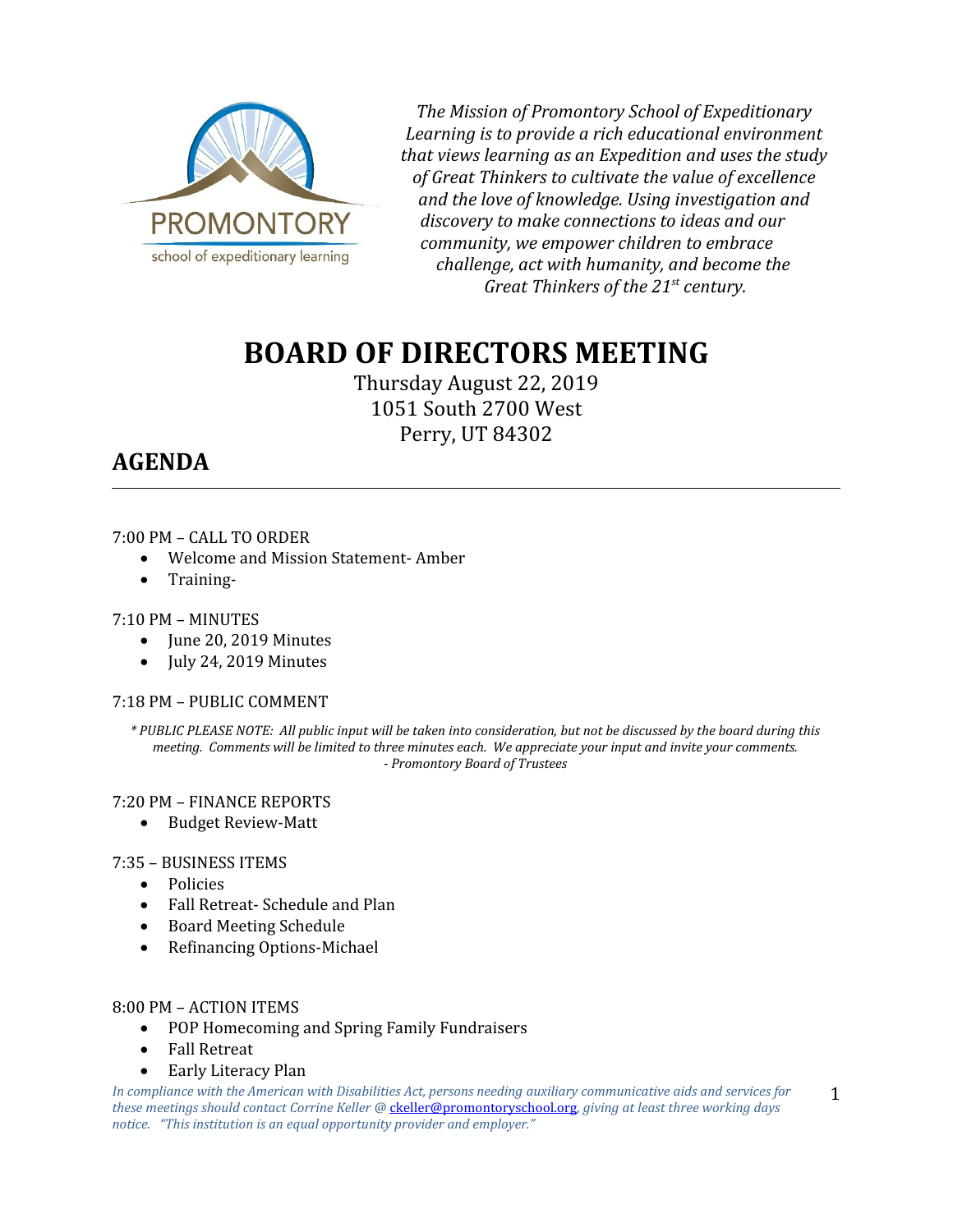PROMONTORY
school of expeditionary learning

*The Mission of Promontory School of Expeditionary Learning is to provide a rich educational environment that views learning as an Expedition and uses the study of Great Thinkers to cultivate the value of excellence and the love of knowledge. Using investigation and discovery to make connections to ideas and our community, we empower children to embrace challenge, act with humanity, and become the Great Thinkers of the 21st century.*

# BOARD OF DIRECTORS MEETING

Thursday August 22, 2019
1051 South 2700 West
Perry, UT 84302

## AGENDA

---

7:00 PM – CALL TO ORDER

- Welcome and Mission Statement- Amber
- Training-

7:10 PM – MINUTES

- June 20, 2019 Minutes
- July 24, 2019 Minutes

7:18 PM – PUBLIC COMMENT

*\* PUBLIC PLEASE NOTE: All public input will be taken into consideration, but not be discussed by the board during this meeting. Comments will be limited to three minutes each. We appreciate your input and invite your comments. - Promontory Board of Trustees*

7:20 PM – FINANCE REPORTS

- Budget Review-Matt

7:35 – BUSINESS ITEMS

- Policies
- Fall Retreat- Schedule and Plan
- Board Meeting Schedule
- Refinancing Options-Michael

8:00 PM – ACTION ITEMS

- POP Homecoming and Spring Family Fundraisers
- Fall Retreat
- Early Literacy Plan

*In compliance with the American with Disabilities Act, persons needing auxiliary communicative aids and services for these meetings should contact Corrine Keller @ ckeller@promontoryschool.org, giving at least three working days notice. "This institution is an equal opportunity provider and employer."*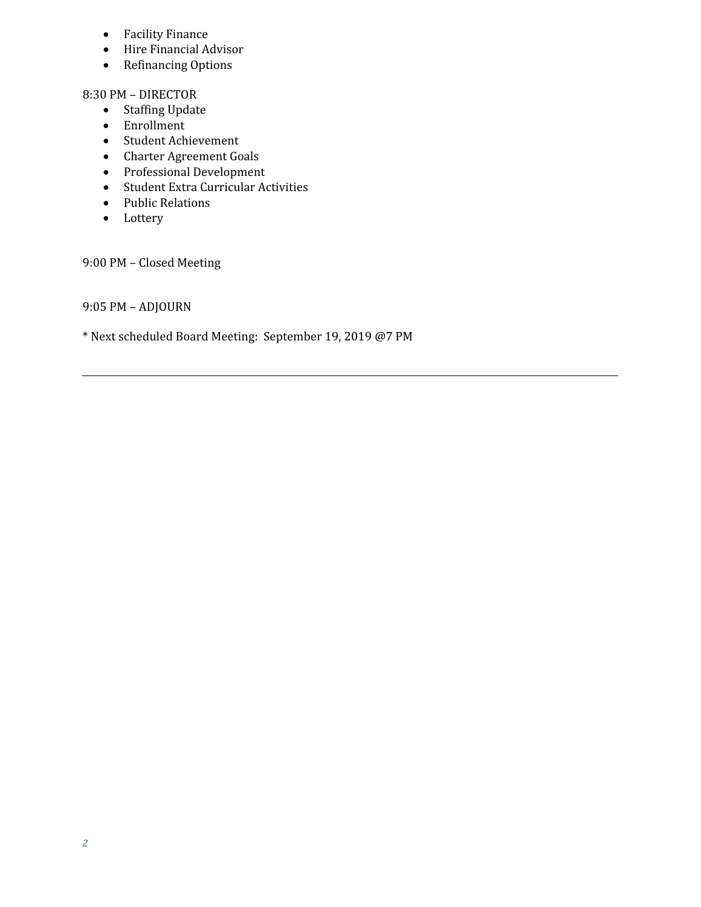- Facility Finance
- Hire Financial Advisor
- Refinancing Options

8:30 PM – DIRECTOR

- Staffing Update
- Enrollment
- Student Achievement
- Charter Agreement Goals
- Professional Development
- Student Extra Curricular Activities
- Public Relations
- Lottery

9:00 PM – Closed Meeting

9:05 PM – ADJOURN

* Next scheduled Board Meeting: September 19, 2019 @7 PM

---